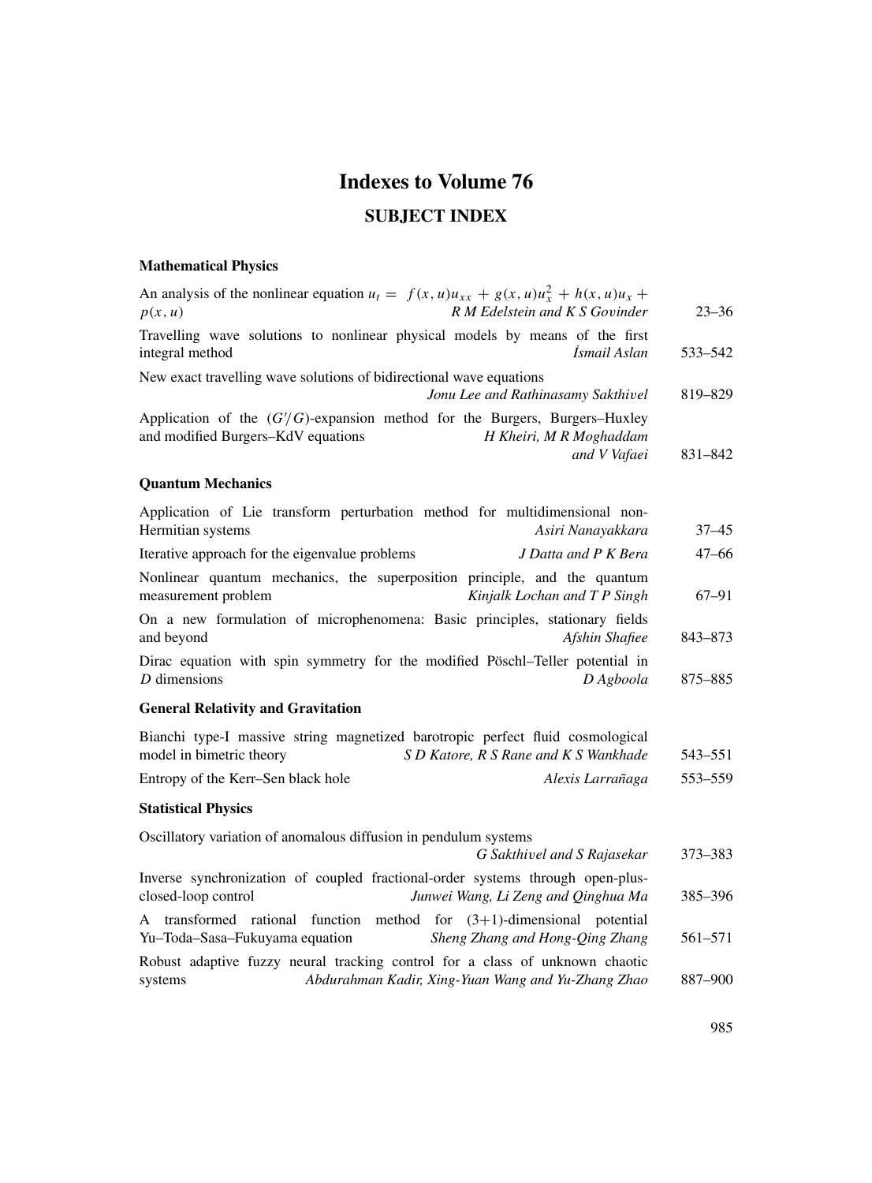# Indexes to Volume 76

## SUBJECT INDEX

### Mathematical Physics

An analysis of the nonlinear equation $u_t = f(x,u)u_{xx} + g(x,u)u_x^2 + h(x,u)u_x + p(x,u)$ — *R M Edelstein and K S Govinder* — 23–36

Travelling wave solutions to nonlinear physical models by means of the first integral method — *İsmail Aslan* — 533–542

New exact travelling wave solutions of bidirectional wave equations — *Jonu Lee and Rathinasamy Sakthivel* — 819–829

Application of the $(G'/G)$-expansion method for the Burgers, Burgers–Huxley and modified Burgers–KdV equations — *H Kheiri, M R Moghaddam and V Vafaei* — 831–842

### Quantum Mechanics

Application of Lie transform perturbation method for multidimensional non-Hermitian systems — *Asiri Nanayakkara* — 37–45

Iterative approach for the eigenvalue problems — *J Datta and P K Bera* — 47–66

Nonlinear quantum mechanics, the superposition principle, and the quantum measurement problem — *Kinjalk Lochan and T P Singh* — 67–91

On a new formulation of microphenomena: Basic principles, stationary fields and beyond — *Afshin Shafiee* — 843–873

Dirac equation with spin symmetry for the modified Pöschl–Teller potential in $D$ dimensions — *D Agboola* — 875–885

### General Relativity and Gravitation

Bianchi type-I massive string magnetized barotropic perfect fluid cosmological model in bimetric theory — *S D Katore, R S Rane and K S Wankhade* — 543–551

Entropy of the Kerr–Sen black hole — *Alexis Larrañaga* — 553–559

### Statistical Physics

Oscillatory variation of anomalous diffusion in pendulum systems — *G Sakthivel and S Rajasekar* — 373–383

Inverse synchronization of coupled fractional-order systems through open-plus-closed-loop control — *Junwei Wang, Li Zeng and Qinghua Ma* — 385–396

A transformed rational function method for (3+1)-dimensional potential Yu–Toda–Sasa–Fukuyama equation — *Sheng Zhang and Hong-Qing Zhang* — 561–571

Robust adaptive fuzzy neural tracking control for a class of unknown chaotic systems — *Abdurahman Kadir, Xing-Yuan Wang and Yu-Zhang Zhao* — 887–900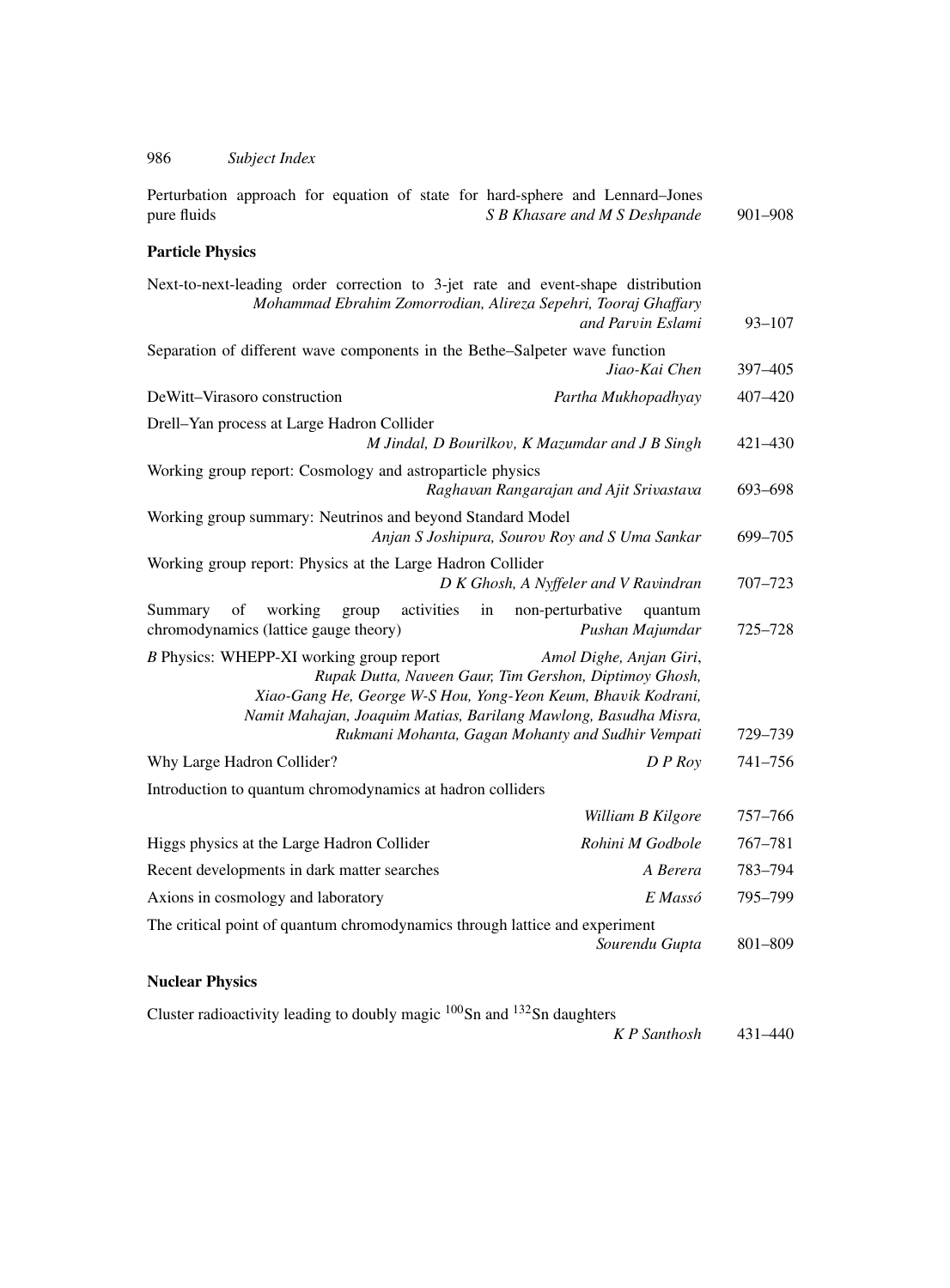Perturbation approach for equation of state for hard-sphere and Lennard–Jones pure fluids — *S B Khasare and M S Deshpande* — 901–908

### Particle Physics

Next-to-next-leading order correction to 3-jet rate and event-shape distribution — *Mohammad Ebrahim Zomorrodian, Alireza Sepehri, Tooraj Ghaffary and Parvin Eslami* — 93–107

Separation of different wave components in the Bethe–Salpeter wave function — *Jiao-Kai Chen* — 397–405

DeWitt–Virasoro construction — *Partha Mukhopadhyay* — 407–420

Drell–Yan process at Large Hadron Collider — *M Jindal, D Bourilkov, K Mazumdar and J B Singh* — 421–430

Working group report: Cosmology and astroparticle physics — *Raghavan Rangarajan and Ajit Srivastava* — 693–698

Working group summary: Neutrinos and beyond Standard Model — *Anjan S Joshipura, Sourov Roy and S Uma Sankar* — 699–705

Working group report: Physics at the Large Hadron Collider — *D K Ghosh, A Nyffeler and V Ravindran* — 707–723

Summary of working group activities in non-perturbative quantum chromodynamics (lattice gauge theory) — *Pushan Majumdar* — 725–728

*B* Physics: WHEPP-XI working group report — *Amol Dighe, Anjan Giri, Rupak Dutta, Naveen Gaur, Tim Gershon, Diptimoy Ghosh, Xiao-Gang He, George W-S Hou, Yong-Yeon Keum, Bhavik Kodrani, Namit Mahajan, Joaquim Matias, Barilang Mawlong, Basudha Misra, Rukmani Mohanta, Gagan Mohanty and Sudhir Vempati* — 729–739

Why Large Hadron Collider? — *D P Roy* — 741–756

Introduction to quantum chromodynamics at hadron colliders — *William B Kilgore* — 757–766

Higgs physics at the Large Hadron Collider — *Rohini M Godbole* — 767–781

Recent developments in dark matter searches — *A Berera* — 783–794

Axions in cosmology and laboratory — *E Massó* — 795–799

The critical point of quantum chromodynamics through lattice and experiment — *Sourendu Gupta* — 801–809

### Nuclear Physics

Cluster radioactivity leading to doubly magic $^{100}Sn$ and $^{132}Sn$ daughters — *K P Santhosh* — 431–440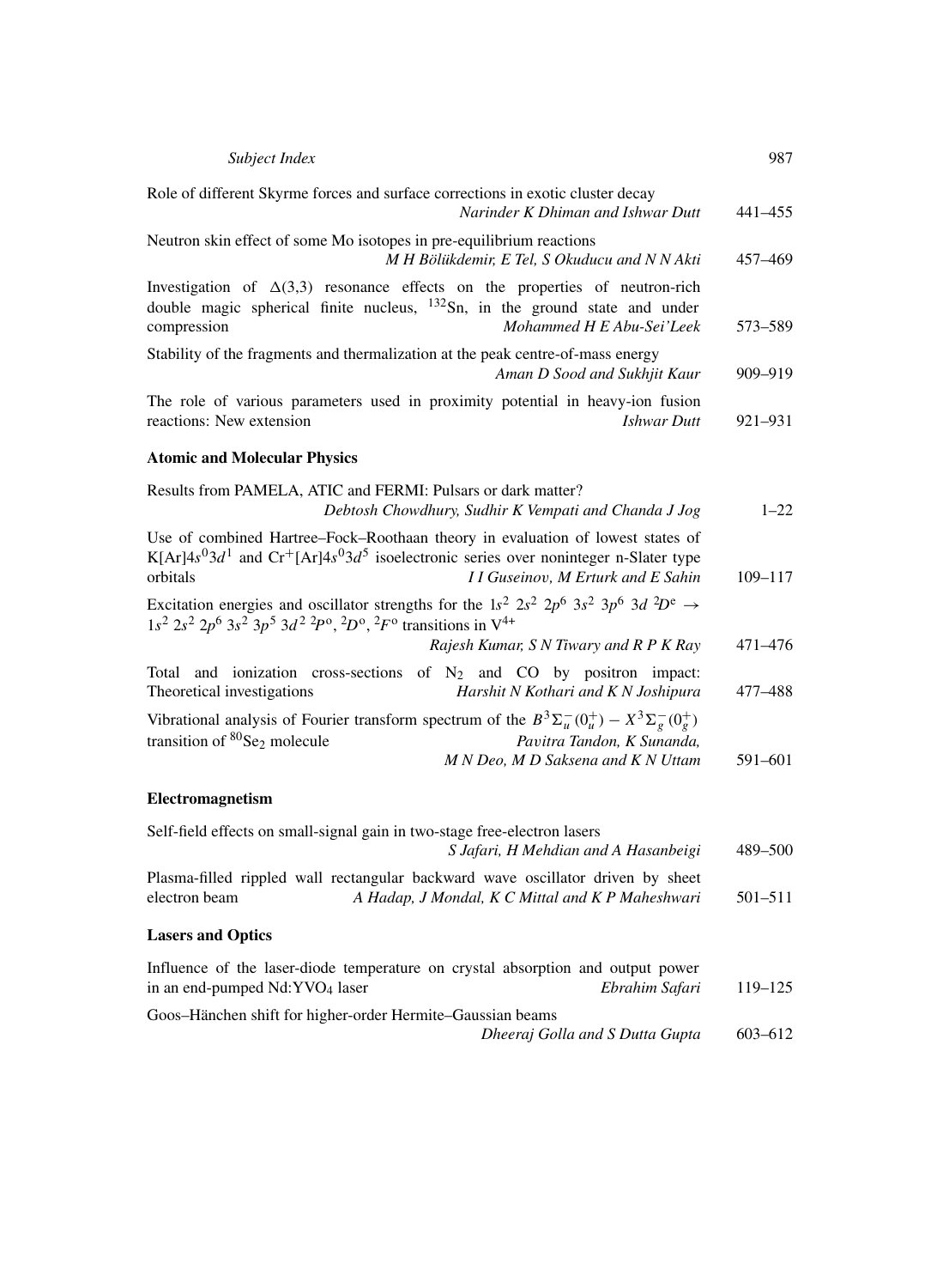Role of different Skyrme forces and surface corrections in exotic cluster decay
*Narinder K Dhiman and Ishwar Dutt* 441–455

Neutron skin effect of some Mo isotopes in pre-equilibrium reactions
*M H Bölükdemir, E Tel, S Okuducu and N N Akti* 457–469

Investigation of $\Delta(3,3)$ resonance effects on the properties of neutron-rich double magic spherical finite nucleus, $^{132}$Sn, in the ground state and under compression *Mohammed H E Abu-Sei'Leek* 573–589

Stability of the fragments and thermalization at the peak centre-of-mass energy
*Aman D Sood and Sukhjit Kaur* 909–919

The role of various parameters used in proximity potential in heavy-ion fusion reactions: New extension *Ishwar Dutt* 921–931

### Atomic and Molecular Physics

Results from PAMELA, ATIC and FERMI: Pulsars or dark matter?
*Debtosh Chowdhury, Sudhir K Vempati and Chanda J Jog* 1–22

Use of combined Hartree–Fock–Roothaan theory in evaluation of lowest states of K[Ar]$4s^0 3d^1$ and $Cr^+$[Ar]$4s^0 3d^5$ isoelectronic series over noninteger n-Slater type orbitals *I I Guseinov, M Erturk and E Sahin* 109–117

Excitation energies and oscillator strengths for the $1s^2\ 2s^2\ 2p^6\ 3s^2\ 3p^6\ 3d\ {}^2D^e \rightarrow 1s^2\ 2s^2\ 2p^6\ 3s^2\ 3p^5\ 3d^2\ {}^2P^o, {}^2D^o, {}^2F^o$ transitions in $V^{4+}$
*Rajesh Kumar, S N Tiwary and R P K Ray* 471–476

Total and ionization cross-sections of $N_2$ and CO by positron impact: Theoretical investigations *Harshit N Kothari and K N Joshipura* 477–488

Vibrational analysis of Fourier transform spectrum of the $B^3\Sigma_u^-(0_u^+) - X^3\Sigma_g^-(0_g^+)$ transition of $^{80}Se_2$ molecule *Pavitra Tandon, K Sunanda, M N Deo, M D Saksena and K N Uttam* 591–601

### Electromagnetism

Self-field effects on small-signal gain in two-stage free-electron lasers
*S Jafari, H Mehdian and A Hasanbeigi* 489–500

Plasma-filled rippled wall rectangular backward wave oscillator driven by sheet electron beam *A Hadap, J Mondal, K C Mittal and K P Maheshwari* 501–511

### Lasers and Optics

Influence of the laser-diode temperature on crystal absorption and output power in an end-pumped Nd:$YVO_4$ laser *Ebrahim Safari* 119–125

Goos–Hänchen shift for higher-order Hermite–Gaussian beams
*Dheeraj Golla and S Dutta Gupta* 603–612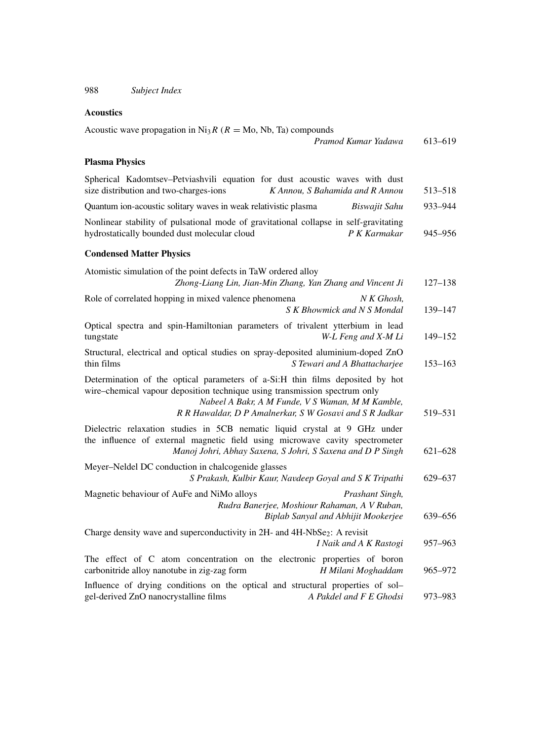## Subject Index

### Acoustics

Acoustic wave propagation in $Ni_3R$ ($R$ = Mo, Nb, Ta) compounds
*Pramod Kumar Yadawa* 613–619

### Plasma Physics

Spherical Kadomtsev–Petviashvili equation for dust acoustic waves with dust size distribution and two-charges-ions *K Annou, S Bahamida and R Annou* 513–518

Quantum ion-acoustic solitary waves in weak relativistic plasma *Biswajit Sahu* 933–944

Nonlinear stability of pulsational mode of gravitational collapse in self-gravitating hydrostatically bounded dust molecular cloud *P K Karmakar* 945–956

### Condensed Matter Physics

Atomistic simulation of the point defects in TaW ordered alloy
*Zhong-Liang Lin, Jian-Min Zhang, Yan Zhang and Vincent Ji* 127–138

Role of correlated hopping in mixed valence phenomena *N K Ghosh, S K Bhowmick and N S Mondal* 139–147

Optical spectra and spin-Hamiltonian parameters of trivalent ytterbium in lead tungstate *W-L Feng and X-M Li* 149–152

Structural, electrical and optical studies on spray-deposited aluminium-doped ZnO thin films *S Tewari and A Bhattacharjee* 153–163

Determination of the optical parameters of a-Si:H thin films deposited by hot wire–chemical vapour deposition technique using transmission spectrum only
*Nabeel A Bakr, A M Funde, V S Waman, M M Kamble, R R Hawaldar, D P Amalnerkar, S W Gosavi and S R Jadkar* 519–531

Dielectric relaxation studies in 5CB nematic liquid crystal at 9 GHz under the influence of external magnetic field using microwave cavity spectrometer
*Manoj Johri, Abhay Saxena, S Johri, S Saxena and D P Singh* 621–628

Meyer–Neldel DC conduction in chalcogenide glasses
*S Prakash, Kulbir Kaur, Navdeep Goyal and S K Tripathi* 629–637

Magnetic behaviour of AuFe and NiMo alloys *Prashant Singh, Rudra Banerjee, Moshiour Rahaman, A V Ruban, Biplab Sanyal and Abhijit Mookerjee* 639–656

Charge density wave and superconductivity in 2H- and 4H-$NbSe_2$: A revisit
*I Naik and A K Rastogi* 957–963

The effect of C atom concentration on the electronic properties of boron carbonitride alloy nanotube in zig-zag form *H Milani Moghaddam* 965–972

Influence of drying conditions on the optical and structural properties of sol–gel-derived ZnO nanocrystalline films *A Pakdel and F E Ghodsi* 973–983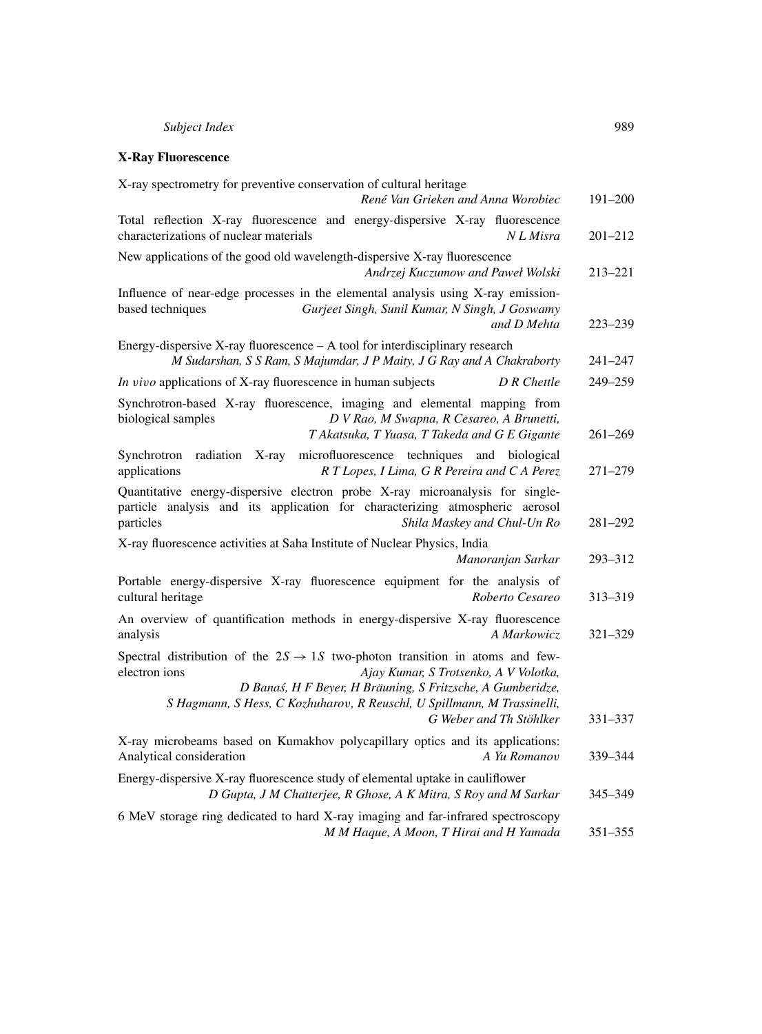## X-Ray Fluorescence

X-ray spectrometry for preventive conservation of cultural heritage
*René Van Grieken and Anna Worobiec* 191–200

Total reflection X-ray fluorescence and energy-dispersive X-ray fluorescence characterizations of nuclear materials
*N L Misra* 201–212

New applications of the good old wavelength-dispersive X-ray fluorescence
*Andrzej Kuczumow and Paweł Wolski* 213–221

Influence of near-edge processes in the elemental analysis using X-ray emission-based techniques
*Gurjeet Singh, Sunil Kumar, N Singh, J Goswamy and D Mehta* 223–239

Energy-dispersive X-ray fluorescence – A tool for interdisciplinary research
*M Sudarshan, S S Ram, S Majumdar, J P Maity, J G Ray and A Chakraborty* 241–247

*In vivo* applications of X-ray fluorescence in human subjects
*D R Chettle* 249–259

Synchrotron-based X-ray fluorescence, imaging and elemental mapping from biological samples
*D V Rao, M Swapna, R Cesareo, A Brunetti, T Akatsuka, T Yuasa, T Takeda and G E Gigante* 261–269

Synchrotron radiation X-ray microfluorescence techniques and biological applications
*R T Lopes, I Lima, G R Pereira and C A Perez* 271–279

Quantitative energy-dispersive electron probe X-ray microanalysis for single-particle analysis and its application for characterizing atmospheric aerosol particles
*Shila Maskey and Chul-Un Ro* 281–292

X-ray fluorescence activities at Saha Institute of Nuclear Physics, India
*Manoranjan Sarkar* 293–312

Portable energy-dispersive X-ray fluorescence equipment for the analysis of cultural heritage
*Roberto Cesareo* 313–319

An overview of quantification methods in energy-dispersive X-ray fluorescence analysis
*A Markowicz* 321–329

Spectral distribution of the $2S \rightarrow 1S$ two-photon transition in atoms and few-electron ions
*Ajay Kumar, S Trotsenko, A V Volotka, D Banaś, H F Beyer, H Bräuning, S Fritzsche, A Gumberidze, S Hagmann, S Hess, C Kozhuharov, R Reuschl, U Spillmann, M Trassinelli, G Weber and Th Stöhlker* 331–337

X-ray microbeams based on Kumakhov polycapillary optics and its applications: Analytical consideration
*A Yu Romanov* 339–344

Energy-dispersive X-ray fluorescence study of elemental uptake in cauliflower
*D Gupta, J M Chatterjee, R Ghose, A K Mitra, S Roy and M Sarkar* 345–349

6 MeV storage ring dedicated to hard X-ray imaging and far-infrared spectroscopy
*M M Haque, A Moon, T Hirai and H Yamada* 351–355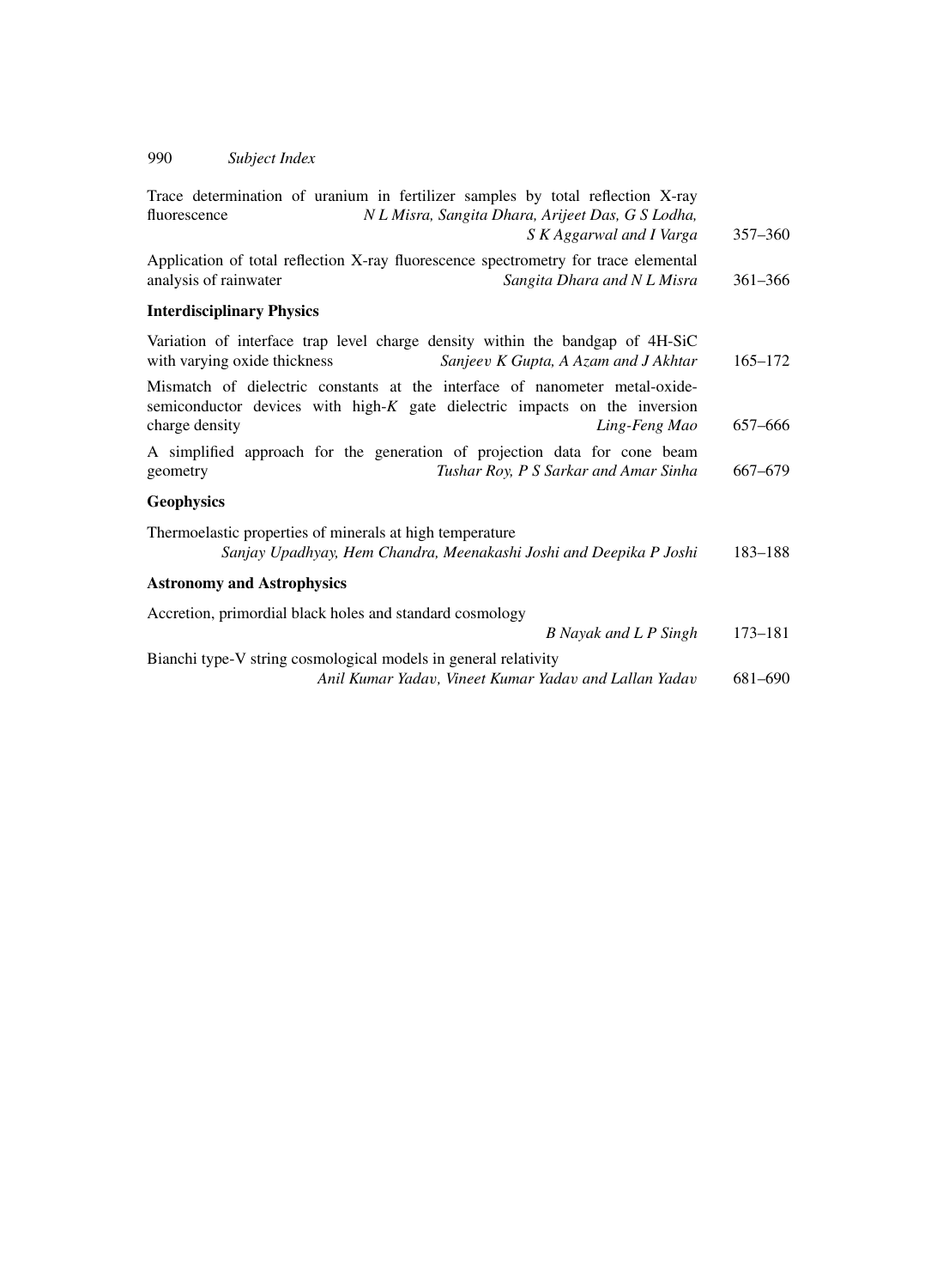Trace determination of uranium in fertilizer samples by total reflection X-ray fluorescence — *N L Misra, Sangita Dhara, Arijeet Das, G S Lodha, S K Aggarwal and I Varga* — 357–360

Application of total reflection X-ray fluorescence spectrometry for trace elemental analysis of rainwater — *Sangita Dhara and N L Misra* — 361–366

### Interdisciplinary Physics

Variation of interface trap level charge density within the bandgap of 4H-SiC with varying oxide thickness — *Sanjeev K Gupta, A Azam and J Akhtar* — 165–172

Mismatch of dielectric constants at the interface of nanometer metal-oxide-semiconductor devices with high-$K$ gate dielectric impacts on the inversion charge density — *Ling-Feng Mao* — 657–666

A simplified approach for the generation of projection data for cone beam geometry — *Tushar Roy, P S Sarkar and Amar Sinha* — 667–679

### Geophysics

Thermoelastic properties of minerals at high temperature — *Sanjay Upadhyay, Hem Chandra, Meenakashi Joshi and Deepika P Joshi* — 183–188

### Astronomy and Astrophysics

Accretion, primordial black holes and standard cosmology — *B Nayak and L P Singh* — 173–181

Bianchi type-V string cosmological models in general relativity — *Anil Kumar Yadav, Vineet Kumar Yadav and Lallan Yadav* — 681–690